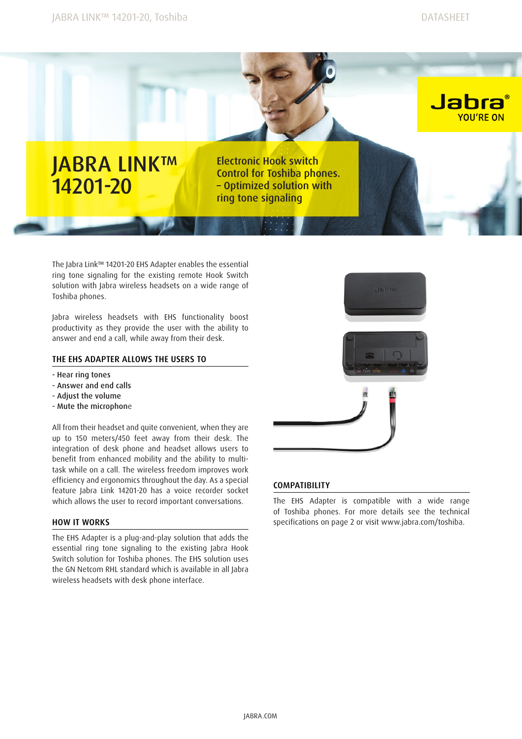# JABRA LINK™ 14201-20

**Electronic Hook switch Control for Toshiba phones. – Optimized solution with ring tone signaling**

The Jabra Link™ 14201-20 EHS Adapter enables the essential ring tone signaling for the existing remote Hook Switch solution with Jabra wireless headsets on a wide range of Toshiba phones.

Jabra wireless headsets with EHS functionality boost productivity as they provide the user with the ability to answer and end a call, while away from their desk.

## THE EHS ADAPTER ALLOWS THE USERS TO

- Hear ring tones
- Answer and end calls
- Adjust the volume
- Mute the microphone

All from their headset and quite convenient, when they are up to 150 meters/450 feet away from their desk. The integration of desk phone and headset allows users to benefit from enhanced mobility and the ability to multi-task while on a call. The wireless freedom improves work efficiency and ergonomics throughout the day. As a special feature Jabra Link 14201-20 has a voice recorder socket which allows the user to record important conversations.

## HOW IT WORKS

The EHS Adapter is a plug-and-play solution that adds the essential ring tone signaling to the existing Jabra Hook Switch solution for Toshiba phones. The EHS solution uses the GN Netcom RHL standard which is available in all Jabra wireless headsets with desk phone interface.

## COMPATIBILITY

The EHS Adapter is compatible with a wide range of Toshiba phones. For more details see the technical specifications on page 2 or visit www.jabra.com/toshiba.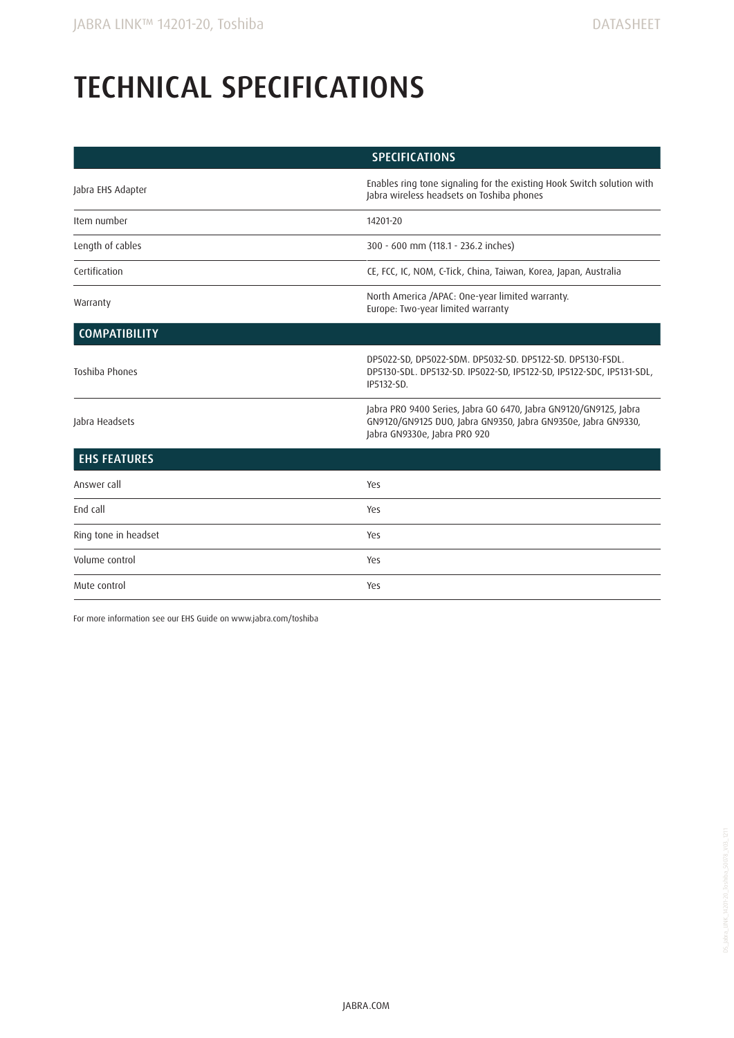# TECHNICAL SPECIFICATIONS

| | SPECIFICATIONS |
|---|---|
| Jabra EHS Adapter | Enables ring tone signaling for the existing Hook Switch solution with Jabra wireless headsets on Toshiba phones |
| Item number | 14201-20 |
| Length of cables | 300 - 600 mm (118.1 - 236.2 inches) |
| Certification | CE, FCC, IC, NOM, C-Tick, China, Taiwan, Korea, Japan, Australia |
| Warranty | North America /APAC: One-year limited warranty.<br>Europe: Two-year limited warranty |
| **COMPATIBILITY** | |
| Toshiba Phones | DP5022-SD, DP5022-SDM. DP5032-SD. DP5122-SD. DP5130-FSDL. DP5130-SDL. DP5132-SD. IP5022-SD, IP5122-SD, IP5122-SDC, IP5131-SDL, IP5132-SD. |
| Jabra Headsets | Jabra PRO 9400 Series, Jabra GO 6470, Jabra GN9120/GN9125, Jabra GN9120/GN9125 DUO, Jabra GN9350, Jabra GN9350e, Jabra GN9330, Jabra GN9330e, Jabra PRO 920 |
| **EHS FEATURES** | |
| Answer call | Yes |
| End call | Yes |
| Ring tone in headset | Yes |
| Volume control | Yes |
| Mute control | Yes |

For more information see our EHS Guide on www.jabra.com/toshiba